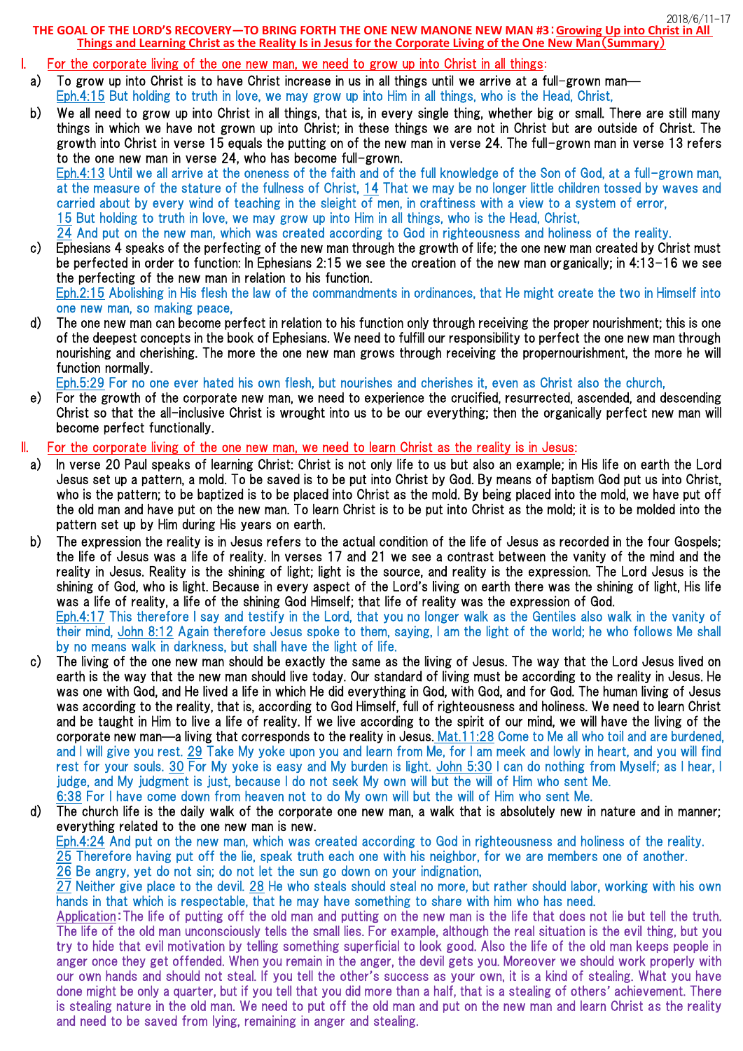2018/6/11-17

**THE GOAL OF THE LORD'S RECOVERY—TO BRING FORTH THE ONE NEW MANONE NEW MAN #3：Growing Up into Christ in All Things and Learning Christ as the Reality Is in Jesus for the Corporate Living of the One New Man(Summary)**

## I. For the corporate living of the one new man, we need to grow up into Christ in all things:

a) To grow up into Christ is to have Christ increase in us in all things until we arrive at a full-grown man—
Eph.4:15 But holding to truth in love, we may grow up into Him in all things, who is the Head, Christ,

b) We all need to grow up into Christ in all things, that is, in every single thing, whether big or small. There are still many things in which we have not grown up into Christ; in these things we are not in Christ but are outside of Christ. The growth into Christ in verse 15 equals the putting on of the new man in verse 24. The full-grown man in verse 13 refers to the one new man in verse 24, who has become full-grown.
Eph.4:13 Until we all arrive at the oneness of the faith and of the full knowledge of the Son of God, at a full-grown man, at the measure of the stature of the fullness of Christ, 14 That we may be no longer little children tossed by waves and carried about by every wind of teaching in the sleight of men, in craftiness with a view to a system of error,
15 But holding to truth in love, we may grow up into Him in all things, who is the Head, Christ,
24 And put on the new man, which was created according to God in righteousness and holiness of the reality.

c) Ephesians 4 speaks of the perfecting of the new man through the growth of life; the one new man created by Christ must be perfected in order to function: In Ephesians 2:15 we see the creation of the new man organically; in 4:13-16 we see the perfecting of the new man in relation to his function.
Eph.2:15 Abolishing in His flesh the law of the commandments in ordinances, that He might create the two in Himself into one new man, so making peace,

d) The one new man can become perfect in relation to his function only through receiving the proper nourishment; this is one of the deepest concepts in the book of Ephesians. We need to fulfill our responsibility to perfect the one new man through nourishing and cherishing. The more the one new man grows through receiving the propernourishment, the more he will function normally.
Eph.5:29 For no one ever hated his own flesh, but nourishes and cherishes it, even as Christ also the church,

e) For the growth of the corporate new man, we need to experience the crucified, resurrected, ascended, and descending Christ so that the all-inclusive Christ is wrought into us to be our everything; then the organically perfect new man will become perfect functionally.

## II. For the corporate living of the one new man, we need to learn Christ as the reality is in Jesus:

a) In verse 20 Paul speaks of learning Christ: Christ is not only life to us but also an example; in His life on earth the Lord Jesus set up a pattern, a mold. To be saved is to be put into Christ by God. By means of baptism God put us into Christ, who is the pattern; to be baptized is to be placed into Christ as the mold. By being placed into the mold, we have put off the old man and have put on the new man. To learn Christ is to be put into Christ as the mold; it is to be molded into the pattern set up by Him during His years on earth.

b) The expression the reality is in Jesus refers to the actual condition of the life of Jesus as recorded in the four Gospels; the life of Jesus was a life of reality. In verses 17 and 21 we see a contrast between the vanity of the mind and the reality in Jesus. Reality is the shining of light; light is the source, and reality is the expression. The Lord Jesus is the shining of God, who is light. Because in every aspect of the Lord's living on earth there was the shining of light, His life was a life of reality, a life of the shining God Himself; that life of reality was the expression of God.
Eph.4:17 This therefore I say and testify in the Lord, that you no longer walk as the Gentiles also walk in the vanity of their mind, John 8:12 Again therefore Jesus spoke to them, saying, I am the light of the world; he who follows Me shall by no means walk in darkness, but shall have the light of life.

c) The living of the one new man should be exactly the same as the living of Jesus. The way that the Lord Jesus lived on earth is the way that the new man should live today. Our standard of living must be according to the reality in Jesus. He was one with God, and He lived a life in which He did everything in God, with God, and for God. The human living of Jesus was according to the reality, that is, according to God Himself, full of righteousness and holiness. We need to learn Christ and be taught in Him to live a life of reality. If we live according to the spirit of our mind, we will have the living of the corporate new man—a living that corresponds to the reality in Jesus. Mat.11:28 Come to Me all who toil and are burdened, and I will give you rest. 29 Take My yoke upon you and learn from Me, for I am meek and lowly in heart, and you will find rest for your souls. 30 For My yoke is easy and My burden is light. John 5:30 I can do nothing from Myself; as I hear, I judge, and My judgment is just, because I do not seek My own will but the will of Him who sent Me.
6:38 For I have come down from heaven not to do My own will but the will of Him who sent Me.

d) The church life is the daily walk of the corporate one new man, a walk that is absolutely new in nature and in manner; everything related to the one new man is new.
Eph.4:24 And put on the new man, which was created according to God in righteousness and holiness of the reality.
25 Therefore having put off the lie, speak truth each one with his neighbor, for we are members one of another.
26 Be angry, yet do not sin; do not let the sun go down on your indignation,
27 Neither give place to the devil. 28 He who steals should steal no more, but rather should labor, working with his own hands in that which is respectable, that he may have something to share with him who has need.
Application：The life of putting off the old man and putting on the new man is the life that does not lie but tell the truth. The life of the old man unconsciously tells the small lies. For example, although the real situation is the evil thing, but you try to hide that evil motivation by telling something superficial to look good. Also the life of the old man keeps people in anger once they get offended. When you remain in the anger, the devil gets you. Moreover we should work properly with our own hands and should not steal. If you tell the other's success as your own, it is a kind of stealing. What you have done might be only a quarter, but if you tell that you did more than a half, that is a stealing of others' achievement. There is stealing nature in the old man. We need to put off the old man and put on the new man and learn Christ as the reality and need to be saved from lying, remaining in anger and stealing.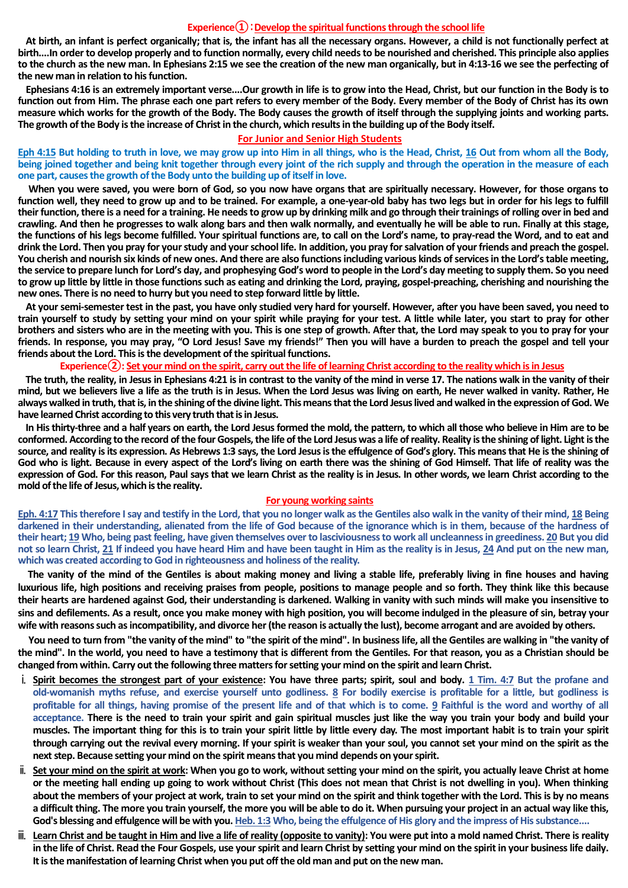## Experience①：Develop the spiritual functions through the school life

**At birth, an infant is perfect organically; that is, the infant has all the necessary organs. However, a child is not functionally perfect at birth....In order to develop properly and to function normally, every child needs to be nourished and cherished. This principle also applies to the church as the new man. In Ephesians 2:15 we see the creation of the new man organically, but in 4:13-16 we see the perfecting of the new man in relation to his function.**

**Ephesians 4:16 is an extremely important verse....Our growth in life is to grow into the Head, Christ, but our function in the Body is to function out from Him. The phrase each one part refers to every member of the Body. Every member of the Body of Christ has its own measure which works for the growth of the Body. The Body causes the growth of itself through the supplying joints and working parts. The growth of the Body is the increase of Christ in the church, which results in the building up of the Body itself.**

### For Junior and Senior High Students

**Eph 4:15 But holding to truth in love, we may grow up into Him in all things, who is the Head, Christ, 16 Out from whom all the Body, being joined together and being knit together through every joint of the rich supply and through the operation in the measure of each one part, causes the growth of the Body unto the building up of itself in love.**

**When you were saved, you were born of God, so you now have organs that are spiritually necessary. However, for those organs to function well, they need to grow up and to be trained. For example, a one-year-old baby has two legs but in order for his legs to fulfill their function, there is a need for a training. He needs to grow up by drinking milk and go through their trainings of rolling over in bed and crawling. And then he progresses to walk along bars and then walk normally, and eventually he will be able to run. Finally at this stage, the functions of his legs become fulfilled. Your spiritual functions are, to call on the Lord's name, to pray-read the Word, and to eat and drink the Lord. Then you pray for your study and your school life. In addition, you pray for salvation of your friends and preach the gospel. You cherish and nourish six kinds of new ones. And there are also functions including various kinds of services in the Lord's table meeting, the service to prepare lunch for Lord's day, and prophesying God's word to people in the Lord's day meeting to supply them. So you need to grow up little by little in those functions such as eating and drinking the Lord, praying, gospel-preaching, cherishing and nourishing the new ones. There is no need to hurry but you need to step forward little by little.**

**At your semi-semester test in the past, you have only studied very hard for yourself. However, after you have been saved, you need to train yourself to study by setting your mind on your spirit while praying for your test. A little while later, you start to pray for other brothers and sisters who are in the meeting with you. This is one step of growth. After that, the Lord may speak to you to pray for your friends. In response, you may pray, "O Lord Jesus! Save my friends!" Then you will have a burden to preach the gospel and tell your friends about the Lord. This is the development of the spiritual functions.**

## Experience②: Set your mind on the spirit, carry out the life of learning Christ according to the reality which is in Jesus

**The truth, the reality, in Jesus in Ephesians 4:21 is in contrast to the vanity of the mind in verse 17. The nations walk in the vanity of their mind, but we believers live a life as the truth is in Jesus. When the Lord Jesus was living on earth, He never walked in vanity. Rather, He always walked in truth, that is, in the shining of the divine light. This means that the Lord Jesus lived and walked in the expression of God. We have learned Christ according to this very truth that is in Jesus.**

**In His thirty-three and a half years on earth, the Lord Jesus formed the mold, the pattern, to which all those who believe in Him are to be conformed. According to the record of the four Gospels, the life of the Lord Jesus was a life of reality. Reality is the shining of light. Light is the source, and reality is its expression. As Hebrews 1:3 says, the Lord Jesus is the effulgence of God's glory. This means that He is the shining of God who is light. Because in every aspect of the Lord's living on earth there was the shining of God Himself. That life of reality was the expression of God. For this reason, Paul says that we learn Christ as the reality is in Jesus. In other words, we learn Christ according to the mold of the life of Jesus, which is the reality.**

### For young working saints

**Eph. 4:17 This therefore I say and testify in the Lord, that you no longer walk as the Gentiles also walk in the vanity of their mind, 18 Being darkened in their understanding, alienated from the life of God because of the ignorance which is in them, because of the hardness of their heart; 19 Who, being past feeling, have given themselves over to lasciviousness to work all uncleanness in greediness. 20 But you did not so learn Christ, 21 If indeed you have heard Him and have been taught in Him as the reality is in Jesus, 24 And put on the new man, which was created according to God in righteousness and holiness of the reality.**

**The vanity of the mind of the Gentiles is about making money and living a stable life, preferably living in fine houses and having luxurious life, high positions and receiving praises from people, positions to manage people and so forth. They think like this because their hearts are hardened against God, their understanding is darkened. Walking in vanity with such minds will make you insensitive to sins and defilements. As a result, once you make money with high position, you will become indulged in the pleasure of sin, betray your wife with reasons such as incompatibility, and divorce her (the reason is actually the lust), become arrogant and are avoided by others.**

**You need to turn from "the vanity of the mind" to "the spirit of the mind". In business life, all the Gentiles are walking in "the vanity of the mind". In the world, you need to have a testimony that is different from the Gentiles. For that reason, you as a Christian should be changed from within. Carry out the following three matters for setting your mind on the spirit and learn Christ.**

i. **Spirit becomes the strongest part of your existence: You have three parts; spirit, soul and body. 1 Tim. 4:7 But the profane and old-womanish myths refuse, and exercise yourself unto godliness. 8 For bodily exercise is profitable for a little, but godliness is profitable for all things, having promise of the present life and of that which is to come. 9 Faithful is the word and worthy of all acceptance. There is the need to train your spirit and gain spiritual muscles just like the way you train your body and build your muscles. The important thing for this is to train your spirit little by little every day. The most important habit is to train your spirit through carrying out the revival every morning. If your spirit is weaker than your soul, you cannot set your mind on the spirit as the next step. Because setting your mind on the spirit means that you mind depends on your spirit.**

ii. **Set your mind on the spirit at work: When you go to work, without setting your mind on the spirit, you actually leave Christ at home or the meeting hall ending up going to work without Christ (This does not mean that Christ is not dwelling in you). When thinking about the members of your project at work, train to set your mind on the spirit and think together with the Lord. This is by no means a difficult thing. The more you train yourself, the more you will be able to do it. When pursuing your project in an actual way like this, God's blessing and effulgence will be with you. Heb. 1:3 Who, being the effulgence of His glory and the impress of His substance....**

iii. **Learn Christ and be taught in Him and live a life of reality (opposite to vanity): You were put into a mold named Christ. There is reality in the life of Christ. Read the Four Gospels, use your spirit and learn Christ by setting your mind on the spirit in your business life daily. It is the manifestation of learning Christ when you put off the old man and put on the new man.**